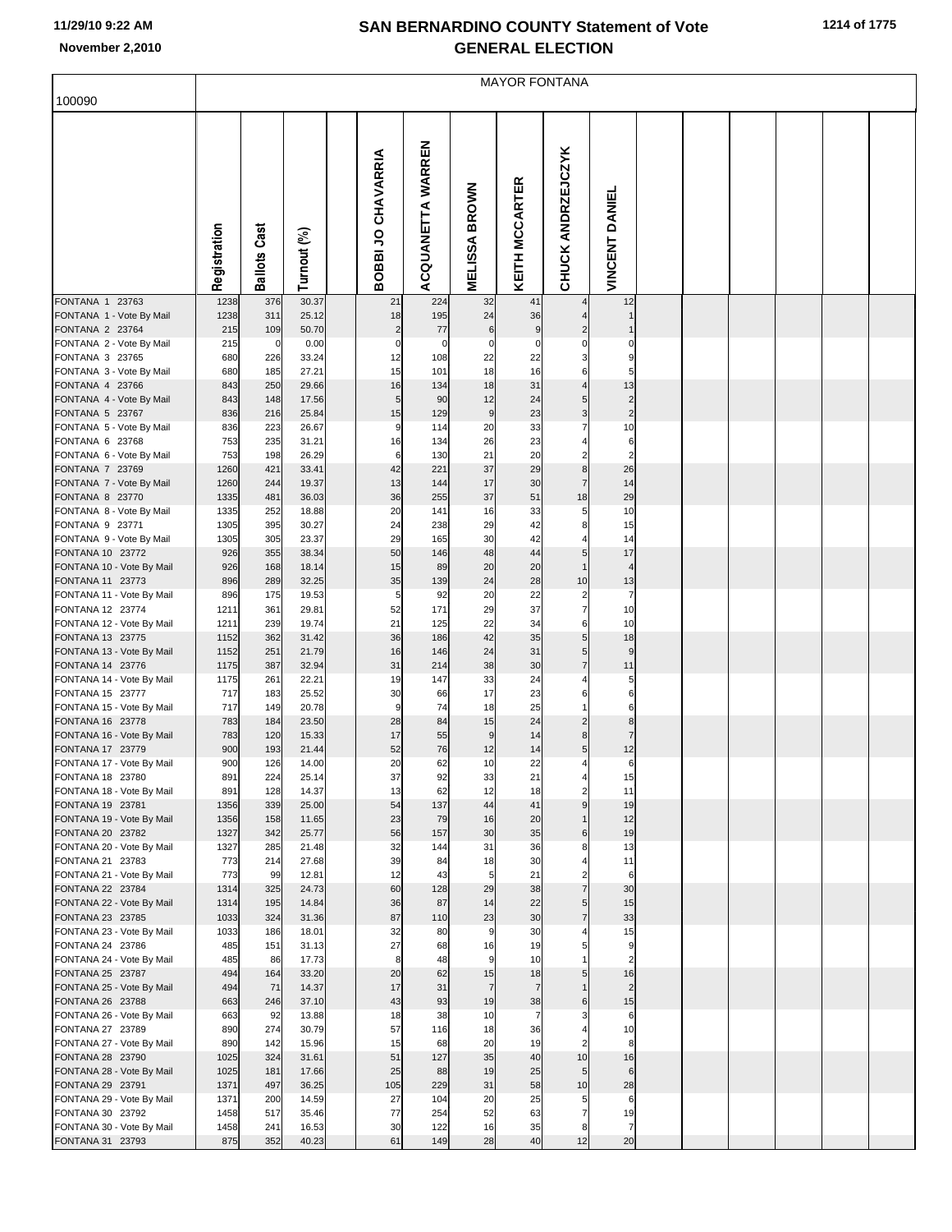# SAN BERNARDINO COUNTY Statement of Vote
## GENERAL ELECTION

November 2,2010

MAYOR FONTANA

100090

| | Registration | Ballots Cast | Turnout (%) | BOBBI JO CHAVARRIA | ACQUANETTA WARREN | MELISSA BROWN | KEITH MCCARTER | CHUCK ANDRZEJCZYK | VINCENT DANIEL |
|---|---|---|---|---|---|---|---|---|---|
| FONTANA 1 23763 | 1238 | 376 | 30.37 | 21 | 224 | 32 | 41 | 4 | 12 |
| FONTANA 1 - Vote By Mail | 1238 | 311 | 25.12 | 18 | 195 | 24 | 36 | 4 | 1 |
| FONTANA 2 23764 | 215 | 109 | 50.70 | 2 | 77 | 6 | 9 | 2 | 1 |
| FONTANA 2 - Vote By Mail | 215 | 0 | 0.00 | 0 | 0 | 0 | 0 | 0 | 0 |
| FONTANA 3 23765 | 680 | 226 | 33.24 | 12 | 108 | 22 | 22 | 3 | 9 |
| FONTANA 3 - Vote By Mail | 680 | 185 | 27.21 | 15 | 101 | 18 | 16 | 6 | 5 |
| FONTANA 4 23766 | 843 | 250 | 29.66 | 16 | 134 | 18 | 31 | 4 | 13 |
| FONTANA 4 - Vote By Mail | 843 | 148 | 17.56 | 5 | 90 | 12 | 24 | 5 | 2 |
| FONTANA 5 23767 | 836 | 216 | 25.84 | 15 | 129 | 9 | 23 | 3 | 2 |
| FONTANA 5 - Vote By Mail | 836 | 223 | 26.67 | 9 | 114 | 20 | 33 | 7 | 10 |
| FONTANA 6 23768 | 753 | 235 | 31.21 | 16 | 134 | 26 | 23 | 4 | 6 |
| FONTANA 6 - Vote By Mail | 753 | 198 | 26.29 | 6 | 130 | 21 | 20 | 2 | 2 |
| FONTANA 7 23769 | 1260 | 421 | 33.41 | 42 | 221 | 37 | 29 | 8 | 26 |
| FONTANA 7 - Vote By Mail | 1260 | 244 | 19.37 | 13 | 144 | 17 | 30 | 7 | 14 |
| FONTANA 8 23770 | 1335 | 481 | 36.03 | 36 | 255 | 37 | 51 | 18 | 29 |
| FONTANA 8 - Vote By Mail | 1335 | 252 | 18.88 | 20 | 141 | 16 | 33 | 5 | 10 |
| FONTANA 9 23771 | 1305 | 395 | 30.27 | 24 | 238 | 29 | 42 | 8 | 15 |
| FONTANA 9 - Vote By Mail | 1305 | 305 | 23.37 | 29 | 165 | 30 | 42 | 4 | 14 |
| FONTANA 10 23772 | 926 | 355 | 38.34 | 50 | 146 | 48 | 44 | 5 | 17 |
| FONTANA 10 - Vote By Mail | 926 | 168 | 18.14 | 15 | 89 | 20 | 20 | 1 | 4 |
| FONTANA 11 23773 | 896 | 289 | 32.25 | 35 | 139 | 24 | 28 | 10 | 13 |
| FONTANA 11 - Vote By Mail | 896 | 175 | 19.53 | 5 | 92 | 20 | 22 | 2 | 7 |
| FONTANA 12 23774 | 1211 | 361 | 29.81 | 52 | 171 | 29 | 37 | 7 | 10 |
| FONTANA 12 - Vote By Mail | 1211 | 239 | 19.74 | 21 | 125 | 22 | 34 | 6 | 10 |
| FONTANA 13 23775 | 1152 | 362 | 31.42 | 36 | 186 | 42 | 35 | 5 | 18 |
| FONTANA 13 - Vote By Mail | 1152 | 251 | 21.79 | 16 | 146 | 24 | 31 | 5 | 9 |
| FONTANA 14 23776 | 1175 | 387 | 32.94 | 31 | 214 | 38 | 30 | 7 | 11 |
| FONTANA 14 - Vote By Mail | 1175 | 261 | 22.21 | 19 | 147 | 33 | 24 | 4 | 5 |
| FONTANA 15 23777 | 717 | 183 | 25.52 | 30 | 66 | 17 | 23 | 6 | 6 |
| FONTANA 15 - Vote By Mail | 717 | 149 | 20.78 | 9 | 74 | 18 | 25 | 1 | 6 |
| FONTANA 16 23778 | 783 | 184 | 23.50 | 28 | 84 | 15 | 24 | 2 | 8 |
| FONTANA 16 - Vote By Mail | 783 | 120 | 15.33 | 17 | 55 | 9 | 14 | 8 | 7 |
| FONTANA 17 23779 | 900 | 193 | 21.44 | 52 | 76 | 12 | 14 | 5 | 12 |
| FONTANA 17 - Vote By Mail | 900 | 126 | 14.00 | 20 | 62 | 10 | 22 | 4 | 6 |
| FONTANA 18 23780 | 891 | 224 | 25.14 | 37 | 92 | 33 | 21 | 4 | 15 |
| FONTANA 18 - Vote By Mail | 891 | 128 | 14.37 | 13 | 62 | 12 | 18 | 2 | 11 |
| FONTANA 19 23781 | 1356 | 339 | 25.00 | 54 | 137 | 44 | 41 | 9 | 19 |
| FONTANA 19 - Vote By Mail | 1356 | 158 | 11.65 | 23 | 79 | 16 | 20 | 1 | 12 |
| FONTANA 20 23782 | 1327 | 342 | 25.77 | 56 | 157 | 30 | 35 | 6 | 19 |
| FONTANA 20 - Vote By Mail | 1327 | 285 | 21.48 | 32 | 144 | 31 | 36 | 8 | 13 |
| FONTANA 21 23783 | 773 | 214 | 27.68 | 39 | 84 | 18 | 30 | 4 | 11 |
| FONTANA 21 - Vote By Mail | 773 | 99 | 12.81 | 12 | 43 | 5 | 21 | 2 | 6 |
| FONTANA 22 23784 | 1314 | 325 | 24.73 | 60 | 128 | 29 | 38 | 7 | 30 |
| FONTANA 22 - Vote By Mail | 1314 | 195 | 14.84 | 36 | 87 | 14 | 22 | 5 | 15 |
| FONTANA 23 23785 | 1033 | 324 | 31.36 | 87 | 110 | 23 | 30 | 7 | 33 |
| FONTANA 23 - Vote By Mail | 1033 | 186 | 18.01 | 32 | 80 | 9 | 30 | 4 | 15 |
| FONTANA 24 23786 | 485 | 151 | 31.13 | 27 | 68 | 16 | 19 | 5 | 9 |
| FONTANA 24 - Vote By Mail | 485 | 86 | 17.73 | 8 | 48 | 9 | 10 | 1 | 2 |
| FONTANA 25 23787 | 494 | 164 | 33.20 | 20 | 62 | 15 | 18 | 5 | 16 |
| FONTANA 25 - Vote By Mail | 494 | 71 | 14.37 | 17 | 31 | 7 | 7 | 1 | 2 |
| FONTANA 26 23788 | 663 | 246 | 37.10 | 43 | 93 | 19 | 38 | 6 | 15 |
| FONTANA 26 - Vote By Mail | 663 | 92 | 13.88 | 18 | 38 | 10 | 7 | 3 | 6 |
| FONTANA 27 23789 | 890 | 274 | 30.79 | 57 | 116 | 18 | 36 | 4 | 10 |
| FONTANA 27 - Vote By Mail | 890 | 142 | 15.96 | 15 | 68 | 20 | 19 | 2 | 8 |
| FONTANA 28 23790 | 1025 | 324 | 31.61 | 51 | 127 | 35 | 40 | 10 | 16 |
| FONTANA 28 - Vote By Mail | 1025 | 181 | 17.66 | 25 | 88 | 19 | 25 | 5 | 6 |
| FONTANA 29 23791 | 1371 | 497 | 36.25 | 105 | 229 | 31 | 58 | 10 | 28 |
| FONTANA 29 - Vote By Mail | 1371 | 200 | 14.59 | 27 | 104 | 20 | 25 | 5 | 6 |
| FONTANA 30 23792 | 1458 | 517 | 35.46 | 77 | 254 | 52 | 63 | 7 | 19 |
| FONTANA 30 - Vote By Mail | 1458 | 241 | 16.53 | 30 | 122 | 16 | 35 | 8 | 7 |
| FONTANA 31 23793 | 875 | 352 | 40.23 | 61 | 149 | 28 | 40 | 12 | 20 |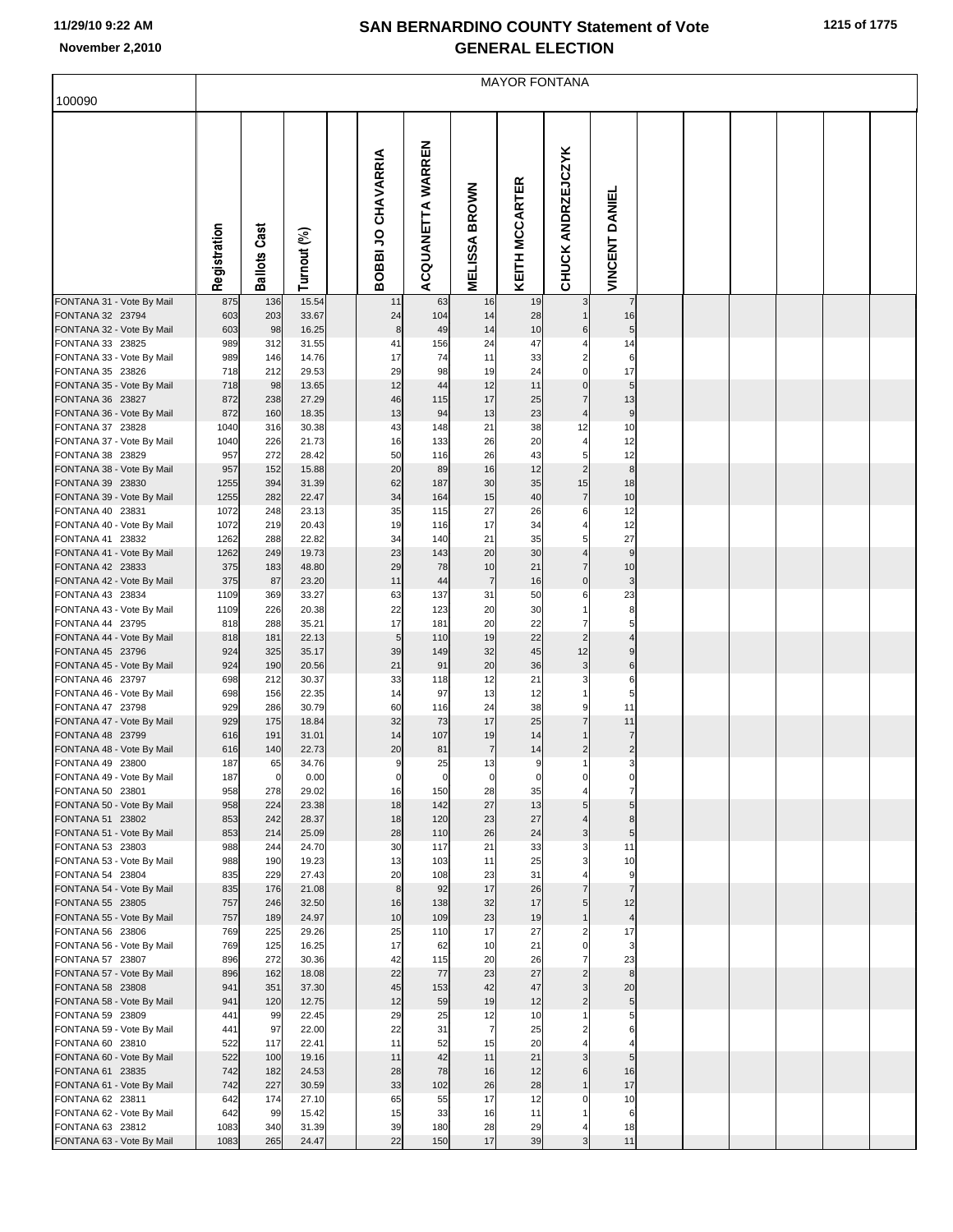# SAN BERNARDINO COUNTY Statement of Vote
## GENERAL ELECTION

11/29/10 9:22 AM
November 2,2010

## MAYOR FONTANA

100090

| | Registration | Ballots Cast | Turnout (%) | BOBBI JO CHAVARRIA | ACQUANETTA WARREN | MELISSA BROWN | KEITH MCCARTER | CHUCK ANDRZEJCZYK | VINCENT DANIEL |
|---|---|---|---|---|---|---|---|---|---|
| FONTANA 31 - Vote By Mail | 875 | 136 | 15.54 | 11 | 63 | 16 | 19 | 3 | 7 |
| FONTANA 32 23794 | 603 | 203 | 33.67 | 24 | 104 | 14 | 28 | 1 | 16 |
| FONTANA 32 - Vote By Mail | 603 | 98 | 16.25 | 8 | 49 | 14 | 10 | 6 | 5 |
| FONTANA 33 23825 | 989 | 312 | 31.55 | 41 | 156 | 24 | 47 | 4 | 14 |
| FONTANA 33 - Vote By Mail | 989 | 146 | 14.76 | 17 | 74 | 11 | 33 | 2 | 6 |
| FONTANA 35 23826 | 718 | 212 | 29.53 | 29 | 98 | 19 | 24 | 0 | 17 |
| FONTANA 35 - Vote By Mail | 718 | 98 | 13.65 | 12 | 44 | 12 | 11 | 0 | 5 |
| FONTANA 36 23827 | 872 | 238 | 27.29 | 46 | 115 | 17 | 25 | 7 | 13 |
| FONTANA 36 - Vote By Mail | 872 | 160 | 18.35 | 13 | 94 | 13 | 23 | 4 | 9 |
| FONTANA 37 23828 | 1040 | 316 | 30.38 | 43 | 148 | 21 | 38 | 12 | 10 |
| FONTANA 37 - Vote By Mail | 1040 | 226 | 21.73 | 16 | 133 | 26 | 20 | 4 | 12 |
| FONTANA 38 23829 | 957 | 272 | 28.42 | 50 | 116 | 26 | 43 | 5 | 12 |
| FONTANA 38 - Vote By Mail | 957 | 152 | 15.88 | 20 | 89 | 16 | 12 | 2 | 8 |
| FONTANA 39 23830 | 1255 | 394 | 31.39 | 62 | 187 | 30 | 35 | 15 | 18 |
| FONTANA 39 - Vote By Mail | 1255 | 282 | 22.47 | 34 | 164 | 15 | 40 | 7 | 10 |
| FONTANA 40 23831 | 1072 | 248 | 23.13 | 35 | 115 | 27 | 26 | 6 | 12 |
| FONTANA 40 - Vote By Mail | 1072 | 219 | 20.43 | 19 | 116 | 17 | 34 | 4 | 12 |
| FONTANA 41 23832 | 1262 | 288 | 22.82 | 34 | 140 | 21 | 35 | 5 | 27 |
| FONTANA 41 - Vote By Mail | 1262 | 249 | 19.73 | 23 | 143 | 20 | 30 | 4 | 9 |
| FONTANA 42 23833 | 375 | 183 | 48.80 | 29 | 78 | 10 | 21 | 7 | 10 |
| FONTANA 42 - Vote By Mail | 375 | 87 | 23.20 | 11 | 44 | 7 | 16 | 0 | 3 |
| FONTANA 43 23834 | 1109 | 369 | 33.27 | 63 | 137 | 31 | 50 | 6 | 23 |
| FONTANA 43 - Vote By Mail | 1109 | 226 | 20.38 | 22 | 123 | 20 | 30 | 1 | 8 |
| FONTANA 44 23795 | 818 | 288 | 35.21 | 17 | 181 | 20 | 22 | 7 | 5 |
| FONTANA 44 - Vote By Mail | 818 | 181 | 22.13 | 5 | 110 | 19 | 22 | 2 | 4 |
| FONTANA 45 23796 | 924 | 325 | 35.17 | 39 | 149 | 32 | 45 | 12 | 9 |
| FONTANA 45 - Vote By Mail | 924 | 190 | 20.56 | 21 | 91 | 20 | 36 | 3 | 6 |
| FONTANA 46 23797 | 698 | 212 | 30.37 | 33 | 118 | 12 | 21 | 3 | 6 |
| FONTANA 46 - Vote By Mail | 698 | 156 | 22.35 | 14 | 97 | 13 | 12 | 1 | 5 |
| FONTANA 47 23798 | 929 | 286 | 30.79 | 60 | 116 | 24 | 38 | 9 | 11 |
| FONTANA 47 - Vote By Mail | 929 | 175 | 18.84 | 32 | 73 | 17 | 25 | 7 | 11 |
| FONTANA 48 23799 | 616 | 191 | 31.01 | 14 | 107 | 19 | 14 | 1 | 7 |
| FONTANA 48 - Vote By Mail | 616 | 140 | 22.73 | 20 | 81 | 7 | 14 | 2 | 2 |
| FONTANA 49 23800 | 187 | 65 | 34.76 | 9 | 25 | 13 | 9 | 1 | 3 |
| FONTANA 49 - Vote By Mail | 187 | 0 | 0.00 | 0 | 0 | 0 | 0 | 0 | 0 |
| FONTANA 50 23801 | 958 | 278 | 29.02 | 16 | 150 | 28 | 35 | 4 | 7 |
| FONTANA 50 - Vote By Mail | 958 | 224 | 23.38 | 18 | 142 | 27 | 13 | 5 | 5 |
| FONTANA 51 23802 | 853 | 242 | 28.37 | 18 | 120 | 23 | 27 | 4 | 8 |
| FONTANA 51 - Vote By Mail | 853 | 214 | 25.09 | 28 | 110 | 26 | 24 | 3 | 5 |
| FONTANA 53 23803 | 988 | 244 | 24.70 | 30 | 117 | 21 | 33 | 3 | 11 |
| FONTANA 53 - Vote By Mail | 988 | 190 | 19.23 | 13 | 103 | 11 | 25 | 3 | 10 |
| FONTANA 54 23804 | 835 | 229 | 27.43 | 20 | 108 | 23 | 31 | 4 | 9 |
| FONTANA 54 - Vote By Mail | 835 | 176 | 21.08 | 8 | 92 | 17 | 26 | 7 | 7 |
| FONTANA 55 23805 | 757 | 246 | 32.50 | 16 | 138 | 32 | 17 | 5 | 12 |
| FONTANA 55 - Vote By Mail | 757 | 189 | 24.97 | 10 | 109 | 23 | 19 | 1 | 4 |
| FONTANA 56 23806 | 769 | 225 | 29.26 | 25 | 110 | 17 | 27 | 2 | 17 |
| FONTANA 56 - Vote By Mail | 769 | 125 | 16.25 | 17 | 62 | 10 | 21 | 0 | 3 |
| FONTANA 57 23807 | 896 | 272 | 30.36 | 42 | 115 | 20 | 26 | 7 | 23 |
| FONTANA 57 - Vote By Mail | 896 | 162 | 18.08 | 22 | 77 | 23 | 27 | 2 | 8 |
| FONTANA 58 23808 | 941 | 351 | 37.30 | 45 | 153 | 42 | 47 | 3 | 20 |
| FONTANA 58 - Vote By Mail | 941 | 120 | 12.75 | 12 | 59 | 19 | 12 | 2 | 5 |
| FONTANA 59 23809 | 441 | 99 | 22.45 | 29 | 25 | 12 | 10 | 1 | 5 |
| FONTANA 59 - Vote By Mail | 441 | 97 | 22.00 | 22 | 31 | 7 | 25 | 2 | 6 |
| FONTANA 60 23810 | 522 | 117 | 22.41 | 11 | 52 | 15 | 20 | 4 | 4 |
| FONTANA 60 - Vote By Mail | 522 | 100 | 19.16 | 11 | 42 | 11 | 21 | 3 | 5 |
| FONTANA 61 23835 | 742 | 182 | 24.53 | 28 | 78 | 16 | 12 | 6 | 16 |
| FONTANA 61 - Vote By Mail | 742 | 227 | 30.59 | 33 | 102 | 26 | 28 | 1 | 17 |
| FONTANA 62 23811 | 642 | 174 | 27.10 | 65 | 55 | 17 | 12 | 0 | 10 |
| FONTANA 62 - Vote By Mail | 642 | 99 | 15.42 | 15 | 33 | 16 | 11 | 1 | 6 |
| FONTANA 63 23812 | 1083 | 340 | 31.39 | 39 | 180 | 28 | 29 | 4 | 18 |
| FONTANA 63 - Vote By Mail | 1083 | 265 | 24.47 | 22 | 150 | 17 | 39 | 3 | 11 |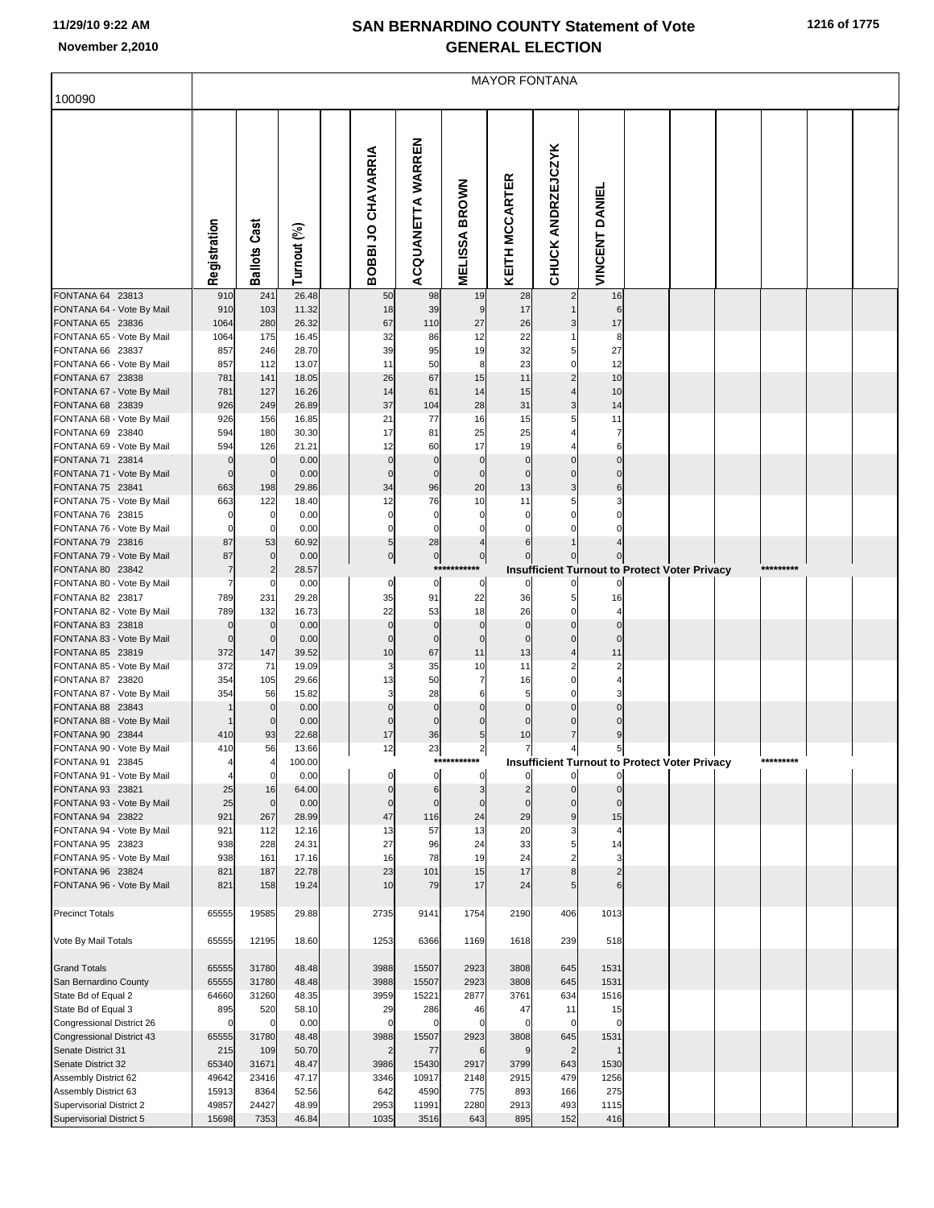# SAN BERNARDINO COUNTY Statement of Vote
## GENERAL ELECTION

11/29/10 9:22 AM
November 2,2010

100090

MAYOR FONTANA

| | Registration | Ballots Cast | Turnout (%) | BOBBI JO CHAVARRIA | ACQUANETTA WARREN | MELISSA BROWN | KEITH MCCARTER | CHUCK ANDRZEJCZYK | VINCENT DANIEL |
|---|---|---|---|---|---|---|---|---|---|
| FONTANA 64 23813 | 910 | 241 | 26.48 | 50 | 98 | 19 | 28 | 2 | 16 |
| FONTANA 64 - Vote By Mail | 910 | 103 | 11.32 | 18 | 39 | 9 | 17 | 1 | 6 |
| FONTANA 65 23836 | 1064 | 280 | 26.32 | 67 | 110 | 27 | 26 | 3 | 17 |
| FONTANA 65 - Vote By Mail | 1064 | 175 | 16.45 | 32 | 86 | 12 | 22 | 1 | 8 |
| FONTANA 66 23837 | 857 | 246 | 28.70 | 39 | 95 | 19 | 32 | 5 | 27 |
| FONTANA 66 - Vote By Mail | 857 | 112 | 13.07 | 11 | 50 | 8 | 23 | 0 | 12 |
| FONTANA 67 23838 | 781 | 141 | 18.05 | 26 | 67 | 15 | 11 | 2 | 10 |
| FONTANA 67 - Vote By Mail | 781 | 127 | 16.26 | 14 | 61 | 14 | 15 | 4 | 10 |
| FONTANA 68 23839 | 926 | 249 | 26.89 | 37 | 104 | 28 | 31 | 3 | 14 |
| FONTANA 68 - Vote By Mail | 926 | 156 | 16.85 | 21 | 77 | 16 | 15 | 5 | 11 |
| FONTANA 69 23840 | 594 | 180 | 30.30 | 17 | 81 | 25 | 25 | 4 | 7 |
| FONTANA 69 - Vote By Mail | 594 | 126 | 21.21 | 12 | 60 | 17 | 19 | 4 | 6 |
| FONTANA 71 23814 | 0 | 0 | 0.00 | 0 | 0 | 0 | 0 | 0 | 0 |
| FONTANA 71 - Vote By Mail | 0 | 0 | 0.00 | 0 | 0 | 0 | 0 | 0 | 0 |
| FONTANA 75 23841 | 663 | 198 | 29.86 | 34 | 96 | 20 | 13 | 3 | 6 |
| FONTANA 75 - Vote By Mail | 663 | 122 | 18.40 | 12 | 76 | 10 | 11 | 5 | 3 |
| FONTANA 76 23815 | 0 | 0 | 0.00 | 0 | 0 | 0 | 0 | 0 | 0 |
| FONTANA 76 - Vote By Mail | 0 | 0 | 0.00 | 0 | 0 | 0 | 0 | 0 | 0 |
| FONTANA 79 23816 | 87 | 53 | 60.92 | 5 | 28 | 4 | 6 | 1 | 4 |
| FONTANA 79 - Vote By Mail | 87 | 0 | 0.00 | 0 | 0 | 0 | 0 | 0 | 0 |
| FONTANA 80 23842 | 7 | 2 | 28.57 | *********** Insufficient Turnout to Protect Voter Privacy ********* | | | | | |
| FONTANA 80 - Vote By Mail | 7 | 0 | 0.00 | 0 | 0 | 0 | 0 | 0 | 0 |
| FONTANA 82 23817 | 789 | 231 | 29.28 | 35 | 91 | 22 | 36 | 5 | 16 |
| FONTANA 82 - Vote By Mail | 789 | 132 | 16.73 | 22 | 53 | 18 | 26 | 0 | 4 |
| FONTANA 83 23818 | 0 | 0 | 0.00 | 0 | 0 | 0 | 0 | 0 | 0 |
| FONTANA 83 - Vote By Mail | 0 | 0 | 0.00 | 0 | 0 | 0 | 0 | 0 | 0 |
| FONTANA 85 23819 | 372 | 147 | 39.52 | 10 | 67 | 11 | 13 | 4 | 11 |
| FONTANA 85 - Vote By Mail | 372 | 71 | 19.09 | 3 | 35 | 10 | 11 | 2 | 2 |
| FONTANA 87 23820 | 354 | 105 | 29.66 | 13 | 50 | 7 | 16 | 0 | 4 |
| FONTANA 87 - Vote By Mail | 354 | 56 | 15.82 | 3 | 28 | 6 | 5 | 0 | 3 |
| FONTANA 88 23843 | 1 | 0 | 0.00 | 0 | 0 | 0 | 0 | 0 | 0 |
| FONTANA 88 - Vote By Mail | 1 | 0 | 0.00 | 0 | 0 | 0 | 0 | 0 | 0 |
| FONTANA 90 23844 | 410 | 93 | 22.68 | 17 | 36 | 5 | 10 | 7 | 9 |
| FONTANA 90 - Vote By Mail | 410 | 56 | 13.66 | 12 | 23 | 2 | 7 | 4 | 5 |
| FONTANA 91 23845 | 4 | 4 | 100.00 | *********** Insufficient Turnout to Protect Voter Privacy ********* | | | | | |
| FONTANA 91 - Vote By Mail | 4 | 0 | 0.00 | 0 | 0 | 0 | 0 | 0 | 0 |
| FONTANA 93 23821 | 25 | 16 | 64.00 | 0 | 6 | 3 | 2 | 0 | 0 |
| FONTANA 93 - Vote By Mail | 25 | 0 | 0.00 | 0 | 0 | 0 | 0 | 0 | 0 |
| FONTANA 94 23822 | 921 | 267 | 28.99 | 47 | 116 | 24 | 29 | 9 | 15 |
| FONTANA 94 - Vote By Mail | 921 | 112 | 12.16 | 13 | 57 | 13 | 20 | 3 | 4 |
| FONTANA 95 23823 | 938 | 228 | 24.31 | 27 | 96 | 24 | 33 | 5 | 14 |
| FONTANA 95 - Vote By Mail | 938 | 161 | 17.16 | 16 | 78 | 19 | 24 | 2 | 3 |
| FONTANA 96 23824 | 821 | 187 | 22.78 | 23 | 101 | 15 | 17 | 8 | 2 |
| FONTANA 96 - Vote By Mail | 821 | 158 | 19.24 | 10 | 79 | 17 | 24 | 5 | 6 |
| Precinct Totals | 65555 | 19585 | 29.88 | 2735 | 9141 | 1754 | 2190 | 406 | 1013 |
| Vote By Mail Totals | 65555 | 12195 | 18.60 | 1253 | 6366 | 1169 | 1618 | 239 | 518 |
| Grand Totals | 65555 | 31780 | 48.48 | 3988 | 15507 | 2923 | 3808 | 645 | 1531 |
| San Bernardino County | 65555 | 31780 | 48.48 | 3988 | 15507 | 2923 | 3808 | 645 | 1531 |
| State Bd of Equal 2 | 64660 | 31260 | 48.35 | 3959 | 15221 | 2877 | 3761 | 634 | 1516 |
| State Bd of Equal 3 | 895 | 520 | 58.10 | 29 | 286 | 46 | 47 | 11 | 15 |
| Congressional District 26 | 0 | 0 | 0.00 | 0 | 0 | 0 | 0 | 0 | 0 |
| Congressional District 43 | 65555 | 31780 | 48.48 | 3988 | 15507 | 2923 | 3808 | 645 | 1531 |
| Senate District 31 | 215 | 109 | 50.70 | 2 | 77 | 6 | 9 | 2 | 1 |
| Senate District 32 | 65340 | 31671 | 48.47 | 3986 | 15430 | 2917 | 3799 | 643 | 1530 |
| Assembly District 62 | 49642 | 23416 | 47.17 | 3346 | 10917 | 2148 | 2915 | 479 | 1256 |
| Assembly District 63 | 15913 | 8364 | 52.56 | 642 | 4590 | 775 | 893 | 166 | 275 |
| Supervisorial District 2 | 49857 | 24427 | 48.99 | 2953 | 11991 | 2280 | 2913 | 493 | 1115 |
| Supervisorial District 5 | 15698 | 7353 | 46.84 | 1035 | 3516 | 643 | 895 | 152 | 416 |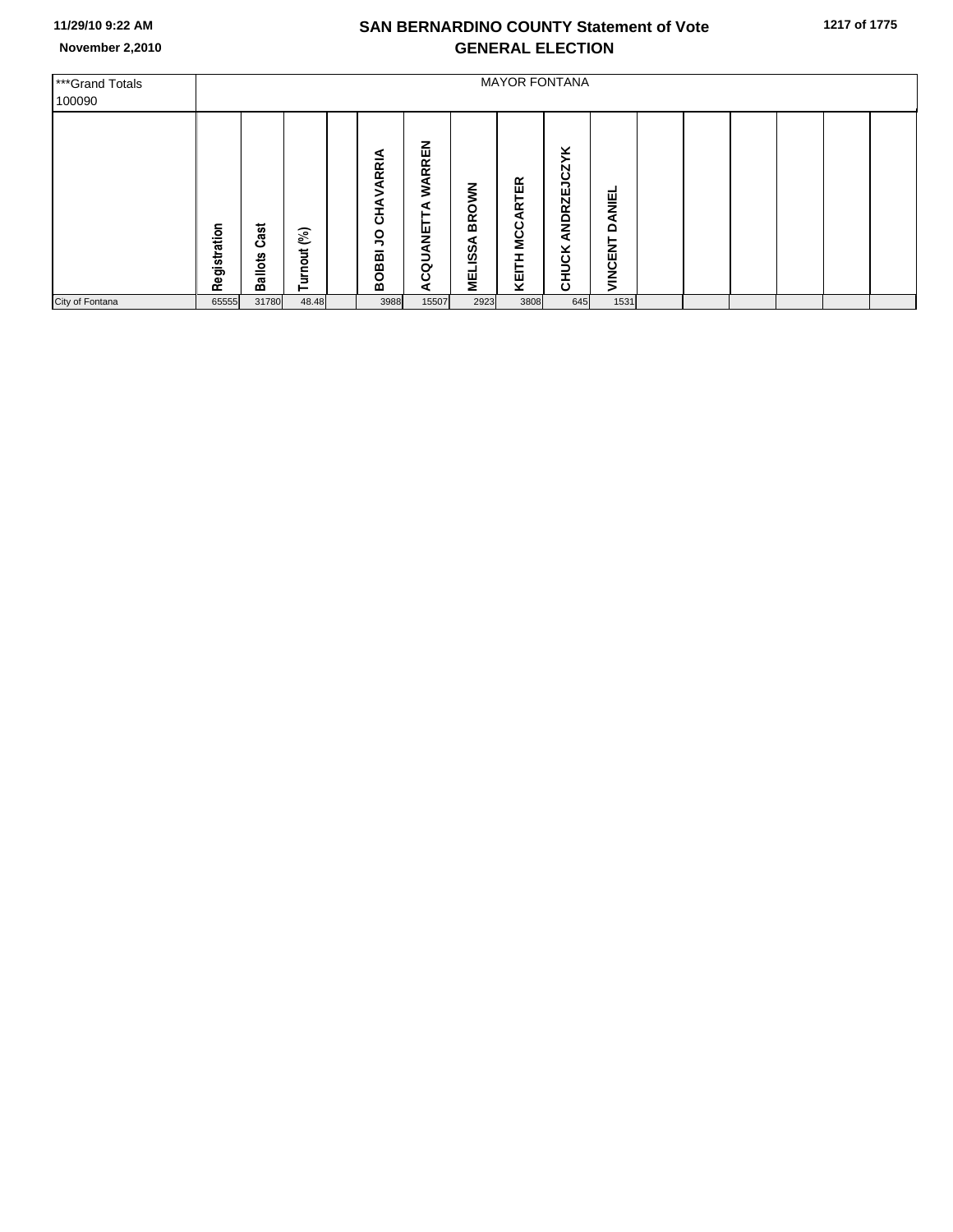# SAN BERNARDINO COUNTY Statement of Vote

## GENERAL ELECTION

November 2,2010

| ***Grand Totals 100090 | MAYOR FONTANA | | | | | | | | | | | | | | | |
|---|---|---|---|---|---|---|---|---|---|---|---|---|---|---|---|---|
| | Registration | Ballots Cast | Turnout (%) | | BOBBI JO CHAVARRIA | ACQUANETTA WARREN | MELISSA BROWN | KEITH MCCARTER | CHUCK ANDRZEJCZYK | VINCENT DANIEL | | | | | | |
| City of Fontana | 65555 | 31780 | 48.48 | | 3988 | 15507 | 2923 | 3808 | 645 | 1531 | | | | | | |